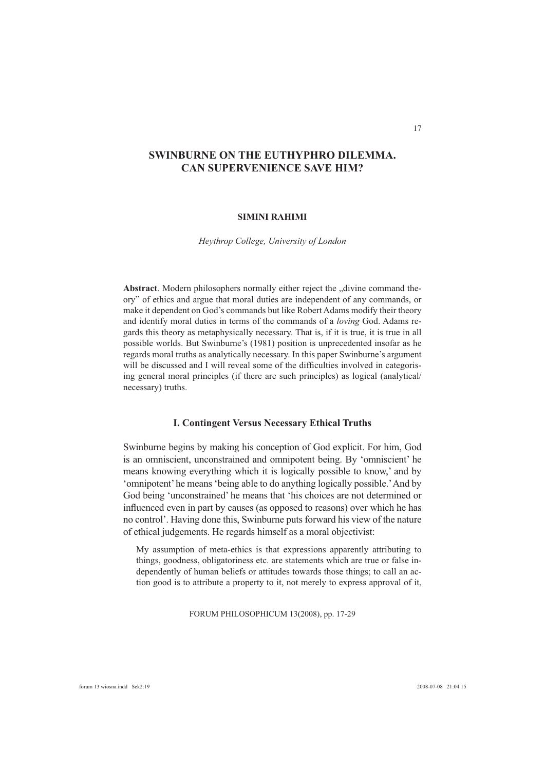# SWINBURNE ON THE EUTHYPHRO DILEMMA. CAN SUPERVENIENCE SAVE HIM?

**SIMINI RAHIMI**

*Heythrop College, University of London*

**Abstract**. Modern philosophers normally either reject the „divine command theory" of ethics and argue that moral duties are independent of any commands, or make it dependent on God's commands but like Robert Adams modify their theory and identify moral duties in terms of the commands of a *loving* God. Adams regards this theory as metaphysically necessary. That is, if it is true, it is true in all possible worlds. But Swinburne's (1981) position is unprecedented insofar as he regards moral truths as analytically necessary. In this paper Swinburne's argument will be discussed and I will reveal some of the difficulties involved in categorising general moral principles (if there are such principles) as logical (analytical/necessary) truths.

## I. Contingent Versus Necessary Ethical Truths

Swinburne begins by making his conception of God explicit. For him, God is an omniscient, unconstrained and omnipotent being. By 'omniscient' he means knowing everything which it is logically possible to know,' and by 'omnipotent' he means 'being able to do anything logically possible.' And by God being 'unconstrained' he means that 'his choices are not determined or influenced even in part by causes (as opposed to reasons) over which he has no control'. Having done this, Swinburne puts forward his view of the nature of ethical judgements. He regards himself as a moral objectivist:

> My assumption of meta-ethics is that expressions apparently attributing to things, goodness, obligatoriness etc. are statements which are true or false independently of human beliefs or attitudes towards those things; to call an action good is to attribute a property to it, not merely to express approval of it,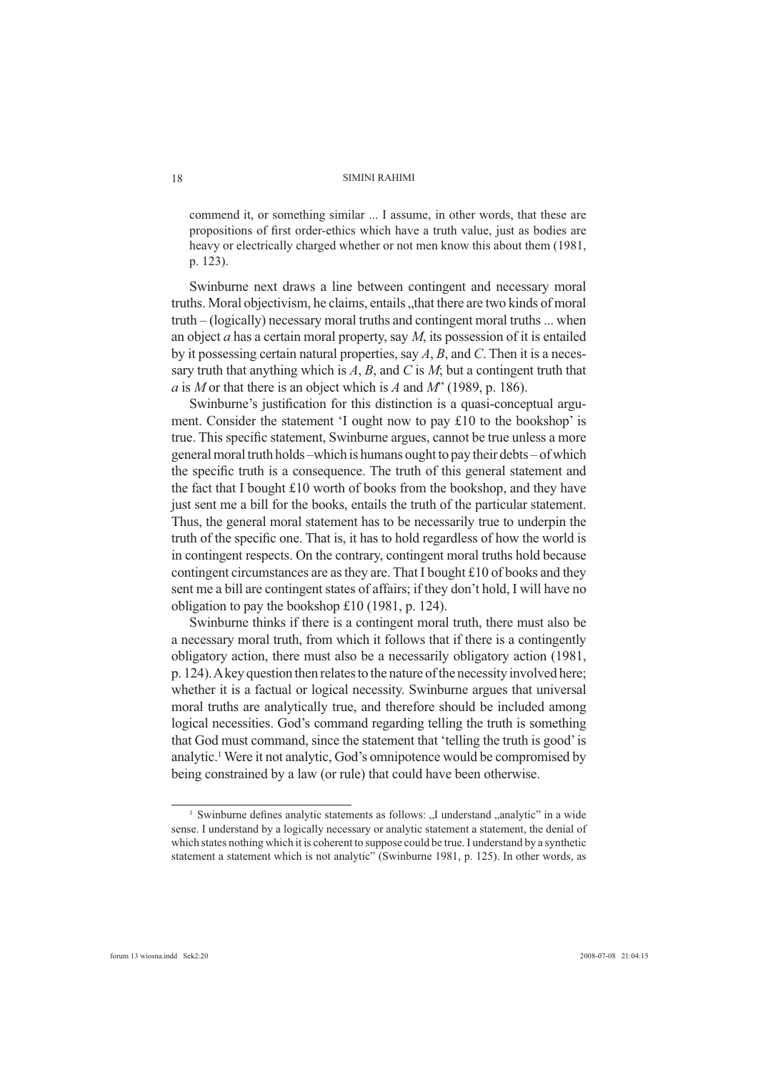commend it, or something similar ... I assume, in other words, that these are propositions of first order-ethics which have a truth value, just as bodies are heavy or electrically charged whether or not men know this about them (1981, p. 123).

Swinburne next draws a line between contingent and necessary moral truths. Moral objectivism, he claims, entails „that there are two kinds of moral truth – (logically) necessary moral truths and contingent moral truths ... when an object *a* has a certain moral property, say *M*, its possession of it is entailed by it possessing certain natural properties, say *A*, *B*, and *C*. Then it is a necessary truth that anything which is *A*, *B*, and *C* is *M*; but a contingent truth that *a* is *M* or that there is an object which is *A* and *M*" (1989, p. 186).

Swinburne's justification for this distinction is a quasi-conceptual argument. Consider the statement 'I ought now to pay £10 to the bookshop' is true. This specific statement, Swinburne argues, cannot be true unless a more general moral truth holds –which is humans ought to pay their debts – of which the specific truth is a consequence. The truth of this general statement and the fact that I bought £10 worth of books from the bookshop, and they have just sent me a bill for the books, entails the truth of the particular statement. Thus, the general moral statement has to be necessarily true to underpin the truth of the specific one. That is, it has to hold regardless of how the world is in contingent respects. On the contrary, contingent moral truths hold because contingent circumstances are as they are. That I bought £10 of books and they sent me a bill are contingent states of affairs; if they don't hold, I will have no obligation to pay the bookshop £10 (1981, p. 124).

Swinburne thinks if there is a contingent moral truth, there must also be a necessary moral truth, from which it follows that if there is a contingently obligatory action, there must also be a necessarily obligatory action (1981, p. 124). A key question then relates to the nature of the necessity involved here; whether it is a factual or logical necessity. Swinburne argues that universal moral truths are analytically true, and therefore should be included among logical necessities. God's command regarding telling the truth is something that God must command, since the statement that 'telling the truth is good' is analytic.[1] Were it not analytic, God's omnipotence would be compromised by being constrained by a law (or rule) that could have been otherwise.

[1] Swinburne defines analytic statements as follows: „I understand „analytic" in a wide sense. I understand by a logically necessary or analytic statement a statement, the denial of which states nothing which it is coherent to suppose could be true. I understand by a synthetic statement a statement which is not analytic" (Swinburne 1981, p. 125). In other words, as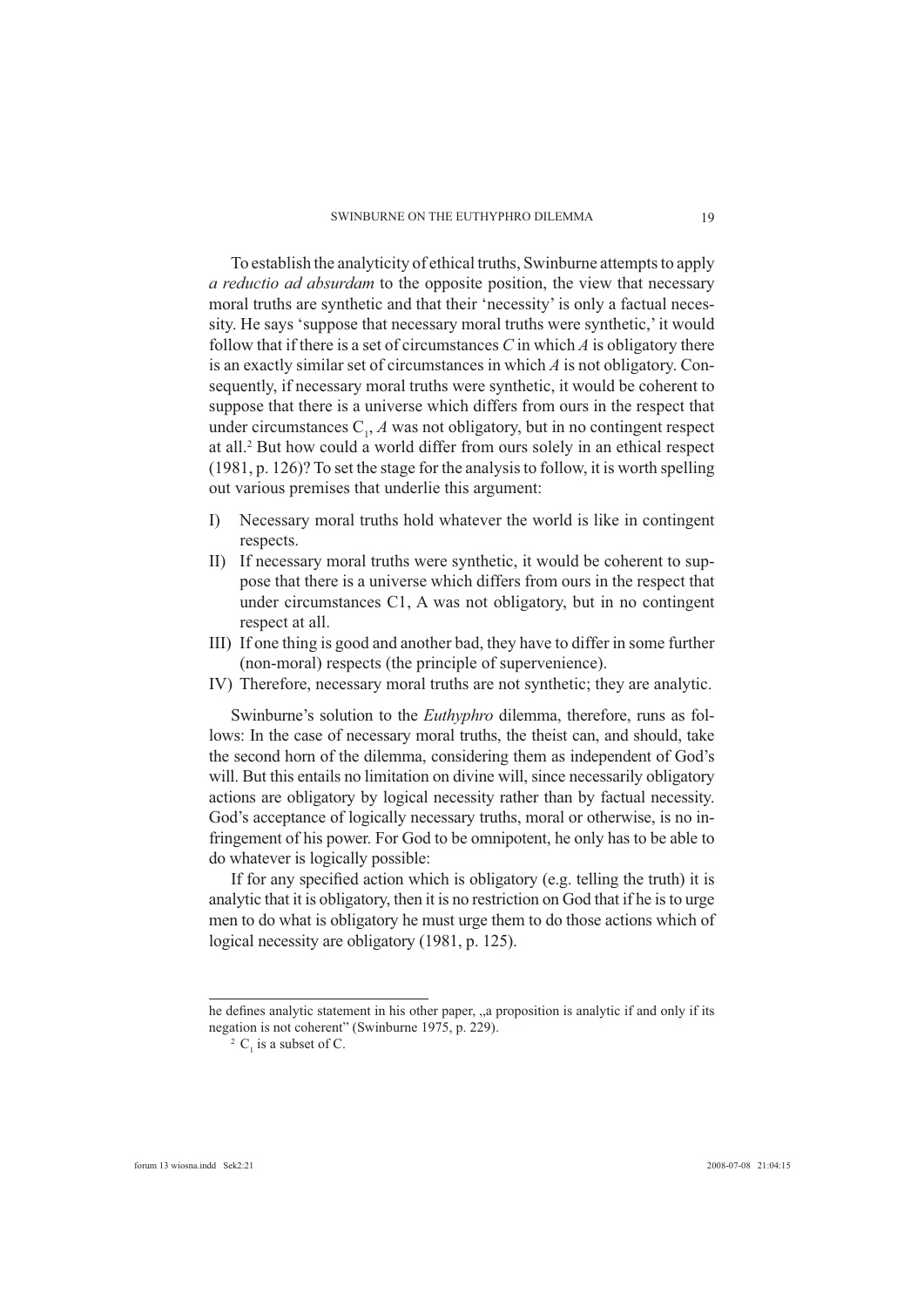To establish the analyticity of ethical truths, Swinburne attempts to apply *a reductio ad absurdam* to the opposite position, the view that necessary moral truths are synthetic and that their 'necessity' is only a factual necessity. He says 'suppose that necessary moral truths were synthetic,' it would follow that if there is a set of circumstances *C* in which *A* is obligatory there is an exactly similar set of circumstances in which *A* is not obligatory. Consequently, if necessary moral truths were synthetic, it would be coherent to suppose that there is a universe which differs from ours in the respect that under circumstances $C_1$, *A* was not obligatory, but in no contingent respect at all.[2] But how could a world differ from ours solely in an ethical respect (1981, p. 126)? To set the stage for the analysis to follow, it is worth spelling out various premises that underlie this argument:

I) Necessary moral truths hold whatever the world is like in contingent respects.
II) If necessary moral truths were synthetic, it would be coherent to suppose that there is a universe which differs from ours in the respect that under circumstances C1, A was not obligatory, but in no contingent respect at all.
III) If one thing is good and another bad, they have to differ in some further (non-moral) respects (the principle of supervenience).
IV) Therefore, necessary moral truths are not synthetic; they are analytic.

Swinburne's solution to the *Euthyphro* dilemma, therefore, runs as follows: In the case of necessary moral truths, the theist can, and should, take the second horn of the dilemma, considering them as independent of God's will. But this entails no limitation on divine will, since necessarily obligatory actions are obligatory by logical necessity rather than by factual necessity. God's acceptance of logically necessary truths, moral or otherwise, is no infringement of his power. For God to be omnipotent, he only has to be able to do whatever is logically possible:

If for any specified action which is obligatory (e.g. telling the truth) it is analytic that it is obligatory, then it is no restriction on God that if he is to urge men to do what is obligatory he must urge them to do those actions which of logical necessity are obligatory (1981, p. 125).

---

he defines analytic statement in his other paper, „a proposition is analytic if and only if its negation is not coherent" (Swinburne 1975, p. 229).

[2] $C_1$ is a subset of C.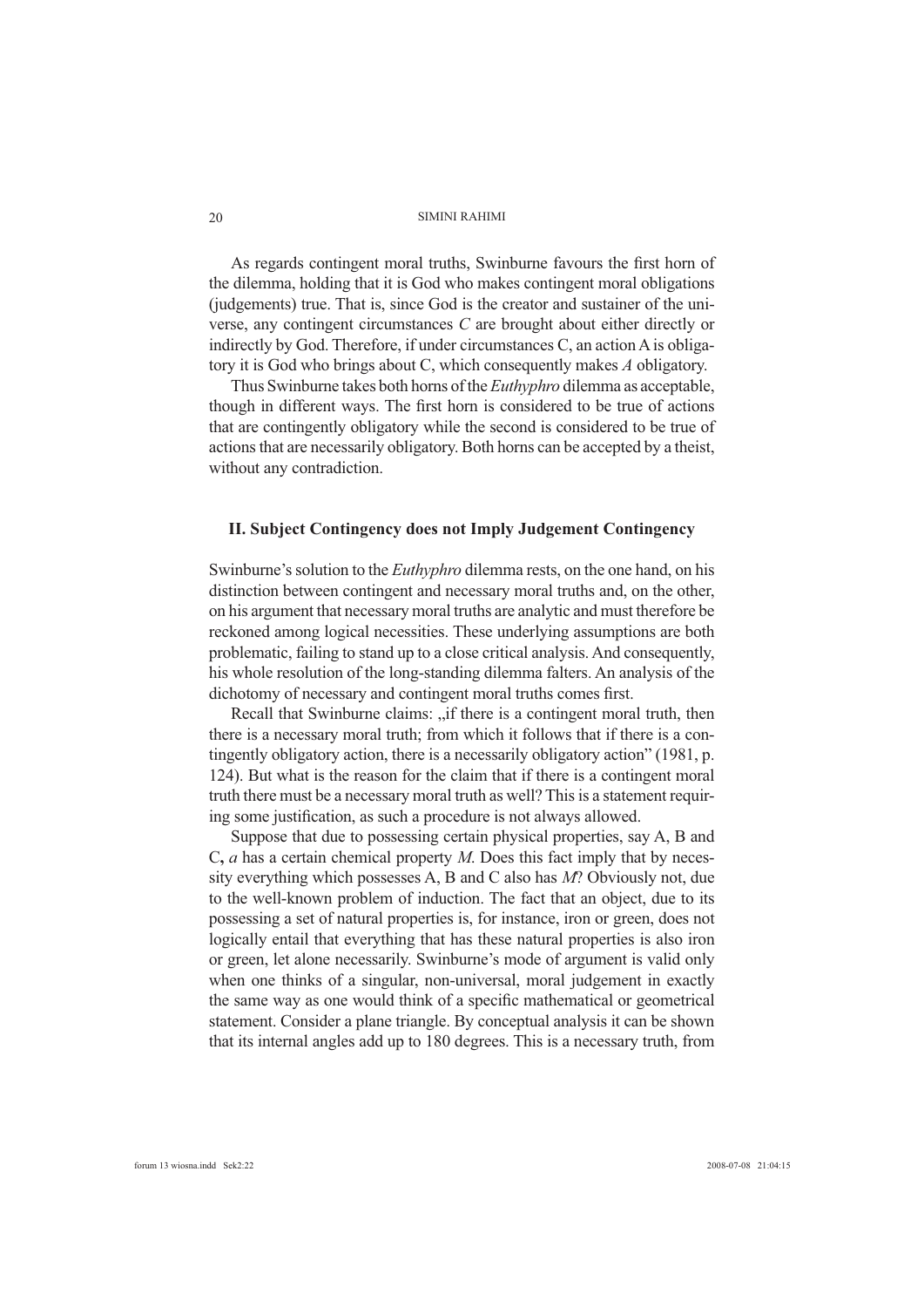As regards contingent moral truths, Swinburne favours the first horn of the dilemma, holding that it is God who makes contingent moral obligations (judgements) true. That is, since God is the creator and sustainer of the universe, any contingent circumstances *C* are brought about either directly or indirectly by God. Therefore, if under circumstances C, an action A is obligatory it is God who brings about C, which consequently makes *A* obligatory.

Thus Swinburne takes both horns of the *Euthyphro* dilemma as acceptable, though in different ways. The first horn is considered to be true of actions that are contingently obligatory while the second is considered to be true of actions that are necessarily obligatory. Both horns can be accepted by a theist, without any contradiction.

## II. Subject Contingency does not Imply Judgement Contingency

Swinburne's solution to the *Euthyphro* dilemma rests, on the one hand, on his distinction between contingent and necessary moral truths and, on the other, on his argument that necessary moral truths are analytic and must therefore be reckoned among logical necessities. These underlying assumptions are both problematic, failing to stand up to a close critical analysis. And consequently, his whole resolution of the long-standing dilemma falters. An analysis of the dichotomy of necessary and contingent moral truths comes first.

Recall that Swinburne claims: „if there is a contingent moral truth, then there is a necessary moral truth; from which it follows that if there is a contingently obligatory action, there is a necessarily obligatory action" (1981, p. 124). But what is the reason for the claim that if there is a contingent moral truth there must be a necessary moral truth as well? This is a statement requiring some justification, as such a procedure is not always allowed.

Suppose that due to possessing certain physical properties, say A, B and C**,** *a* has a certain chemical property *M*. Does this fact imply that by necessity everything which possesses A, B and C also has *M*? Obviously not, due to the well-known problem of induction. The fact that an object, due to its possessing a set of natural properties is, for instance, iron or green, does not logically entail that everything that has these natural properties is also iron or green, let alone necessarily. Swinburne's mode of argument is valid only when one thinks of a singular, non-universal, moral judgement in exactly the same way as one would think of a specific mathematical or geometrical statement. Consider a plane triangle. By conceptual analysis it can be shown that its internal angles add up to 180 degrees. This is a necessary truth, from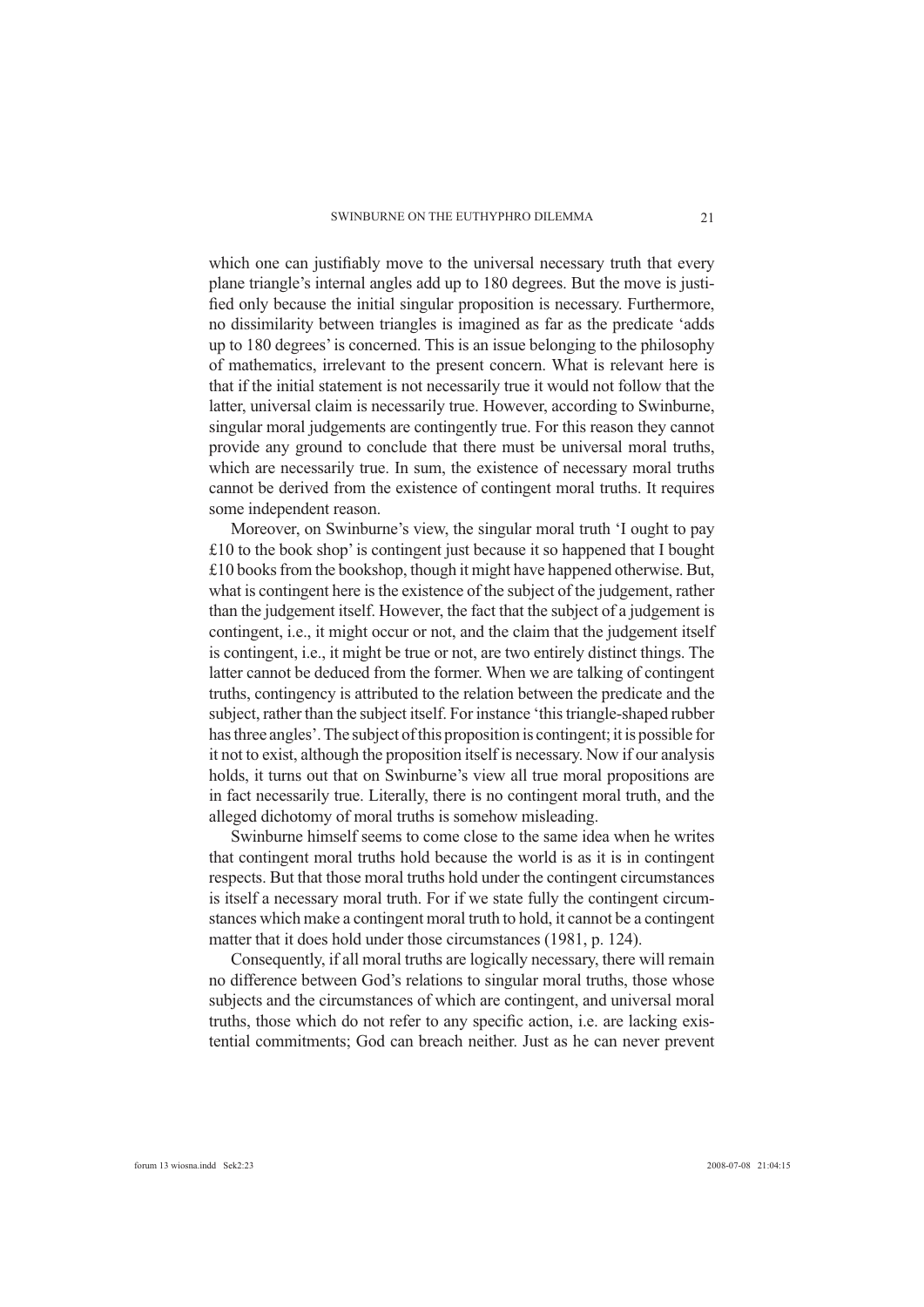which one can justifiably move to the universal necessary truth that every plane triangle's internal angles add up to 180 degrees. But the move is justified only because the initial singular proposition is necessary. Furthermore, no dissimilarity between triangles is imagined as far as the predicate 'adds up to 180 degrees' is concerned. This is an issue belonging to the philosophy of mathematics, irrelevant to the present concern. What is relevant here is that if the initial statement is not necessarily true it would not follow that the latter, universal claim is necessarily true. However, according to Swinburne, singular moral judgements are contingently true. For this reason they cannot provide any ground to conclude that there must be universal moral truths, which are necessarily true. In sum, the existence of necessary moral truths cannot be derived from the existence of contingent moral truths. It requires some independent reason.

Moreover, on Swinburne's view, the singular moral truth 'I ought to pay £10 to the book shop' is contingent just because it so happened that I bought £10 books from the bookshop, though it might have happened otherwise. But, what is contingent here is the existence of the subject of the judgement, rather than the judgement itself. However, the fact that the subject of a judgement is contingent, i.e., it might occur or not, and the claim that the judgement itself is contingent, i.e., it might be true or not, are two entirely distinct things. The latter cannot be deduced from the former. When we are talking of contingent truths, contingency is attributed to the relation between the predicate and the subject, rather than the subject itself. For instance 'this triangle-shaped rubber has three angles'. The subject of this proposition is contingent; it is possible for it not to exist, although the proposition itself is necessary. Now if our analysis holds, it turns out that on Swinburne's view all true moral propositions are in fact necessarily true. Literally, there is no contingent moral truth, and the alleged dichotomy of moral truths is somehow misleading.

Swinburne himself seems to come close to the same idea when he writes that contingent moral truths hold because the world is as it is in contingent respects. But that those moral truths hold under the contingent circumstances is itself a necessary moral truth. For if we state fully the contingent circumstances which make a contingent moral truth to hold, it cannot be a contingent matter that it does hold under those circumstances (1981, p. 124).

Consequently, if all moral truths are logically necessary, there will remain no difference between God's relations to singular moral truths, those whose subjects and the circumstances of which are contingent, and universal moral truths, those which do not refer to any specific action, i.e. are lacking existential commitments; God can breach neither. Just as he can never prevent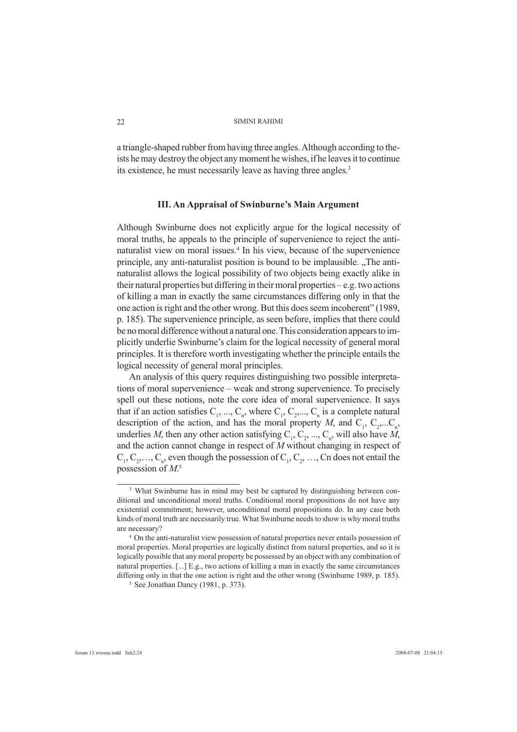a triangle-shaped rubber from having three angles. Although according to theists he may destroy the object any moment he wishes, if he leaves it to continue its existence, he must necessarily leave as having three angles.[3]

### III. An Appraisal of Swinburne's Main Argument

Although Swinburne does not explicitly argue for the logical necessity of moral truths, he appeals to the principle of supervenience to reject the anti-naturalist view on moral issues.[4] In his view, because of the supervenience principle, any anti-naturalist position is bound to be implausible. „The anti-naturalist allows the logical possibility of two objects being exactly alike in their natural properties but differing in their moral properties – e.g. two actions of killing a man in exactly the same circumstances differing only in that the one action is right and the other wrong. But this does seem incoherent" (1989, p. 185). The supervenience principle, as seen before, implies that there could be no moral difference without a natural one. This consideration appears to implicitly underlie Swinburne's claim for the logical necessity of general moral principles. It is therefore worth investigating whether the principle entails the logical necessity of general moral principles.

An analysis of this query requires distinguishing two possible interpretations of moral supervenience – weak and strong supervenience. To precisely spell out these notions, note the core idea of moral supervenience. It says that if an action satisfies $C_1, ..., C_n$, where $C_1, C_2,..., C_n$ is a complete natural description of the action, and has the moral property *M*, and $C_1, C_2,...C_n$, underlies *M*, then any other action satisfying $C_1, C_2, ..., C_n$, will also have *M*, and the action cannot change in respect of *M* without changing in respect of $C_1, C_2,..., C_n$, even though the possession of $C_1, C_2, ..., Cn$ does not entail the possession of *M*.[5]

---

[3] What Swinburne has in mind may best be captured by distinguishing between conditional and unconditional moral truths. Conditional moral propositions do not have any existential commitment; however, unconditional moral propositions do. In any case both kinds of moral truth are necessarily true. What Swinburne needs to show is why moral truths are necessary?

[4] On the anti-naturalist view possession of natural properties never entails possession of moral properties. Moral properties are logically distinct from natural properties, and so it is logically possible that any moral property be possessed by an object with any combination of natural properties. [...] E.g., two actions of killing a man in exactly the same circumstances differing only in that the one action is right and the other wrong (Swinburne 1989, p. 185).

[5] See Jonathan Dancy (1981, p. 373).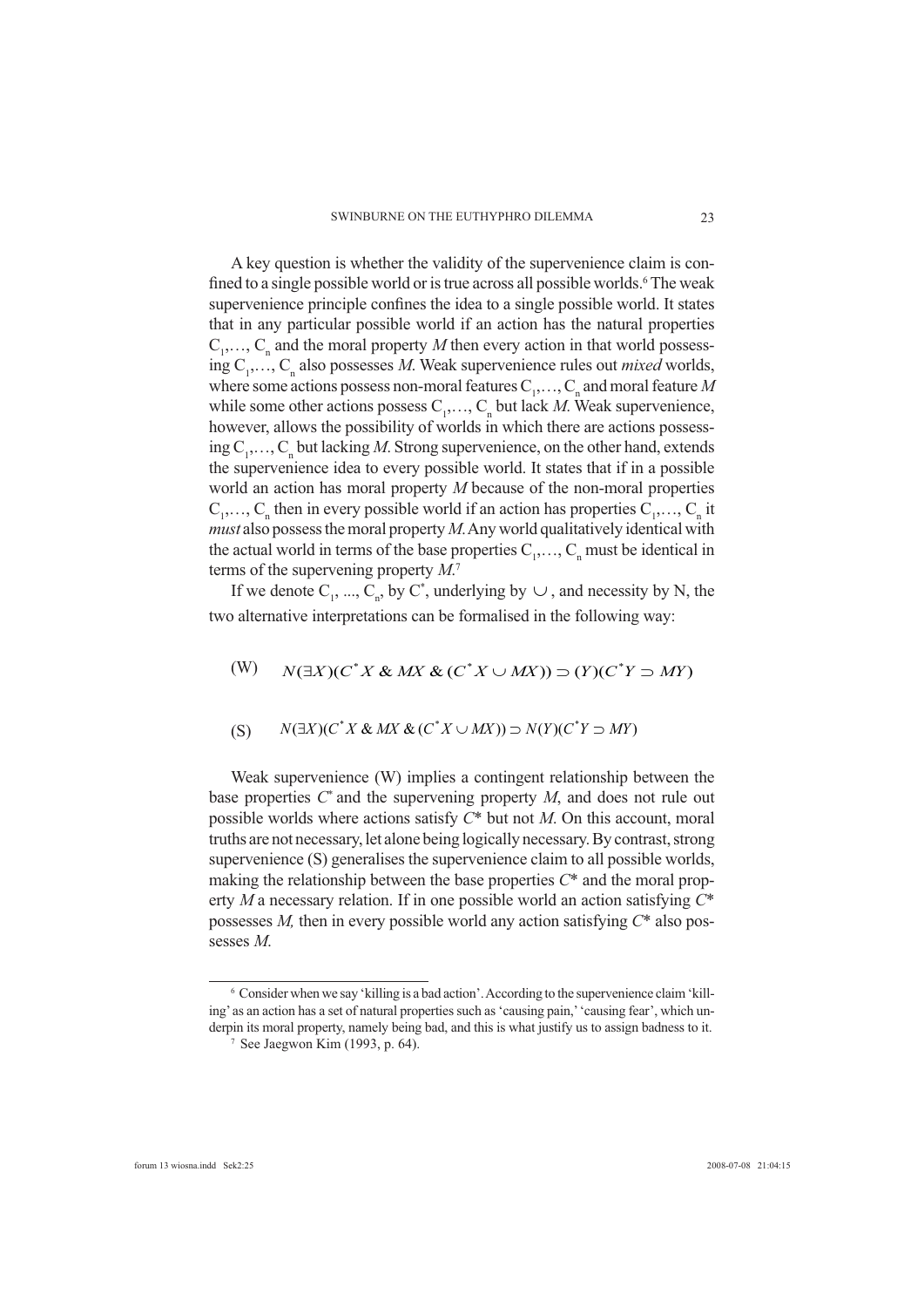A key question is whether the validity of the supervenience claim is confined to a single possible world or is true across all possible worlds.[6] The weak supervenience principle confines the idea to a single possible world. It states that in any particular possible world if an action has the natural properties $C_1, \ldots, C_n$ and the moral property $M$ then every action in that world possessing $C_1, \ldots, C_n$ also possesses $M$. Weak supervenience rules out *mixed* worlds, where some actions possess non-moral features $C_1, \ldots, C_n$ and moral feature $M$ while some other actions possess $C_1, \ldots, C_n$ but lack $M$. Weak supervenience, however, allows the possibility of worlds in which there are actions possessing $C_1, \ldots, C_n$ but lacking $M$. Strong supervenience, on the other hand, extends the supervenience idea to every possible world. It states that if in a possible world an action has moral property $M$ because of the non-moral properties $C_1, \ldots, C_n$ then in every possible world if an action has properties $C_1, \ldots, C_n$ it *must* also possess the moral property $M$. Any world qualitatively identical with the actual world in terms of the base properties $C_1, \ldots, C_n$ must be identical in terms of the supervening property $M$.[7]

If we denote $C_1, ..., C_n$, by $C^*$, underlying by $\cup$, and necessity by N, the two alternative interpretations can be formalised in the following way:

$$\text{(W)} \quad N(\exists X)(C^* X \; \& \; MX \; \& \; (C^* X \cup MX)) \supset (Y)(C^* Y \supset MY)$$

$$\text{(S)} \quad N(\exists X)(C^* X \; \& \; MX \; \& \; (C^* X \cup MX)) \supset N(Y)(C^* Y \supset MY)$$

Weak supervenience (W) implies a contingent relationship between the base properties $C^*$ and the supervening property $M$, and does not rule out possible worlds where actions satisfy $C^*$ but not $M$. On this account, moral truths are not necessary, let alone being logically necessary. By contrast, strong supervenience (S) generalises the supervenience claim to all possible worlds, making the relationship between the base properties $C^*$ and the moral property $M$ a necessary relation. If in one possible world an action satisfying $C^*$ possesses $M$, then in every possible world any action satisfying $C^*$ also possesses $M$.

---

[6] Consider when we say 'killing is a bad action'. According to the supervenience claim 'killing' as an action has a set of natural properties such as 'causing pain,' 'causing fear', which underpin its moral property, namely being bad, and this is what justify us to assign badness to it.

[7] See Jaegwon Kim (1993, p. 64).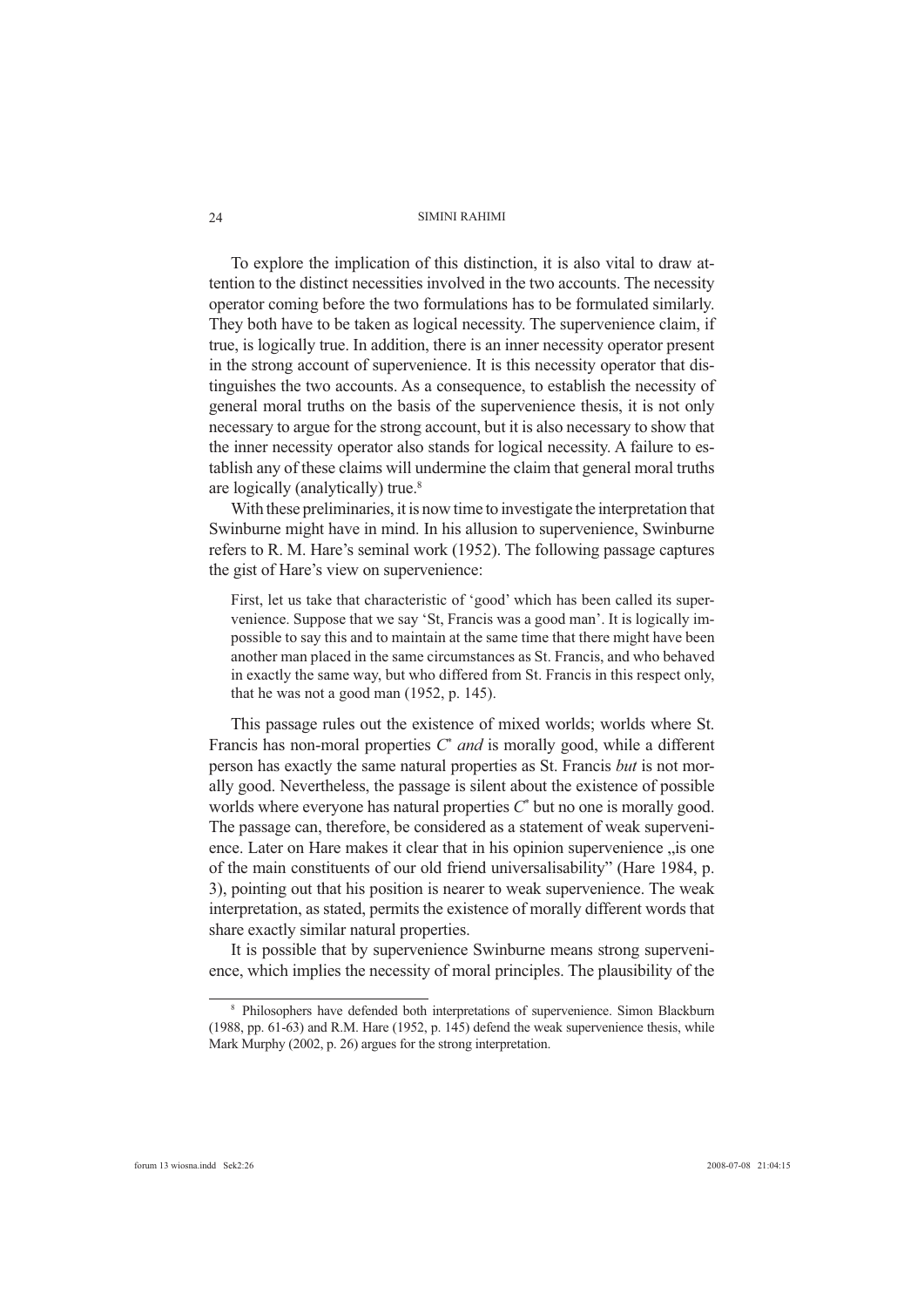To explore the implication of this distinction, it is also vital to draw attention to the distinct necessities involved in the two accounts. The necessity operator coming before the two formulations has to be formulated similarly. They both have to be taken as logical necessity. The supervenience claim, if true, is logically true. In addition, there is an inner necessity operator present in the strong account of supervenience. It is this necessity operator that distinguishes the two accounts. As a consequence, to establish the necessity of general moral truths on the basis of the supervenience thesis, it is not only necessary to argue for the strong account, but it is also necessary to show that the inner necessity operator also stands for logical necessity. A failure to establish any of these claims will undermine the claim that general moral truths are logically (analytically) true.[8]

With these preliminaries, it is now time to investigate the interpretation that Swinburne might have in mind. In his allusion to supervenience, Swinburne refers to R. M. Hare's seminal work (1952). The following passage captures the gist of Hare's view on supervenience:

> First, let us take that characteristic of 'good' which has been called its supervenience. Suppose that we say 'St, Francis was a good man'. It is logically impossible to say this and to maintain at the same time that there might have been another man placed in the same circumstances as St. Francis, and who behaved in exactly the same way, but who differed from St. Francis in this respect only, that he was not a good man (1952, p. 145).

This passage rules out the existence of mixed worlds; worlds where St. Francis has non-moral properties $C^{*}$ *and* is morally good, while a different person has exactly the same natural properties as St. Francis *but* is not morally good. Nevertheless, the passage is silent about the existence of possible worlds where everyone has natural properties $C^{*}$ but no one is morally good. The passage can, therefore, be considered as a statement of weak supervenience. Later on Hare makes it clear that in his opinion supervenience „is one of the main constituents of our old friend universalisability" (Hare 1984, p. 3), pointing out that his position is nearer to weak supervenience. The weak interpretation, as stated, permits the existence of morally different words that share exactly similar natural properties.

It is possible that by supervenience Swinburne means strong supervenience, which implies the necessity of moral principles. The plausibility of the

[8] Philosophers have defended both interpretations of supervenience. Simon Blackburn (1988, pp. 61-63) and R.M. Hare (1952, p. 145) defend the weak supervenience thesis, while Mark Murphy (2002, p. 26) argues for the strong interpretation.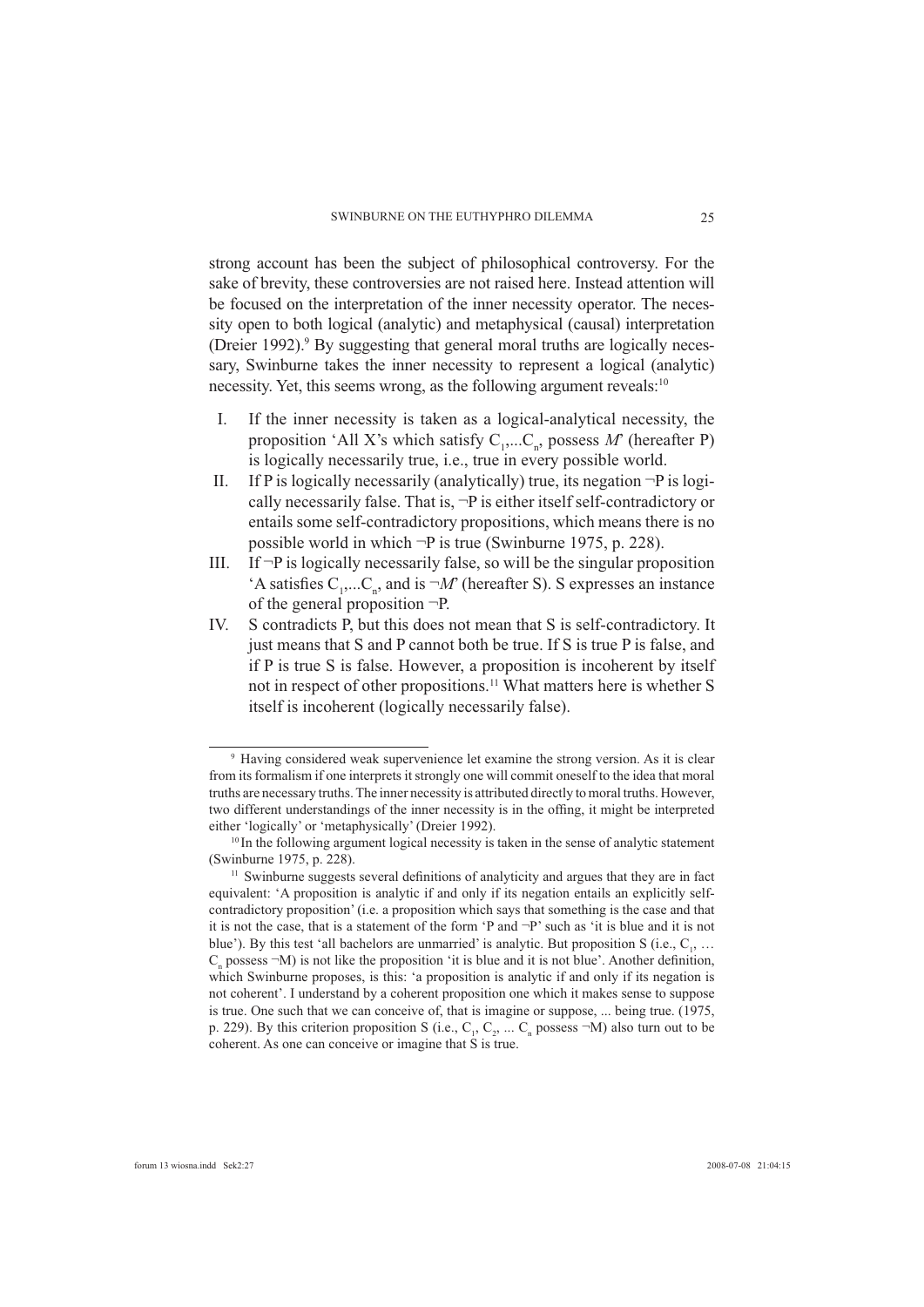strong account has been the subject of philosophical controversy. For the sake of brevity, these controversies are not raised here. Instead attention will be focused on the interpretation of the inner necessity operator. The necessity open to both logical (analytic) and metaphysical (causal) interpretation (Dreier 1992).[9] By suggesting that general moral truths are logically necessary, Swinburne takes the inner necessity to represent a logical (analytic) necessity. Yet, this seems wrong, as the following argument reveals:[10]

I. If the inner necessity is taken as a logical-analytical necessity, the proposition 'All X's which satisfy $C_1,...C_n$, possess *M*' (hereafter P) is logically necessarily true, i.e., true in every possible world.

II. If P is logically necessarily (analytically) true, its negation ¬P is logically necessarily false. That is, ¬P is either itself self-contradictory or entails some self-contradictory propositions, which means there is no possible world in which ¬P is true (Swinburne 1975, p. 228).

III. If ¬P is logically necessarily false, so will be the singular proposition 'A satisfies $C_1,...C_n$, and is ¬*M*' (hereafter S). S expresses an instance of the general proposition ¬P.

IV. S contradicts P, but this does not mean that S is self-contradictory. It just means that S and P cannot both be true. If S is true P is false, and if P is true S is false. However, a proposition is incoherent by itself not in respect of other propositions.[11] What matters here is whether S itself is incoherent (logically necessarily false).

---

[9] Having considered weak supervenience let examine the strong version. As it is clear from its formalism if one interprets it strongly one will commit oneself to the idea that moral truths are necessary truths. The inner necessity is attributed directly to moral truths. However, two different understandings of the inner necessity is in the offing, it might be interpreted either 'logically' or 'metaphysically' (Dreier 1992).

[10] In the following argument logical necessity is taken in the sense of analytic statement (Swinburne 1975, p. 228).

[11] Swinburne suggests several definitions of analyticity and argues that they are in fact equivalent: 'A proposition is analytic if and only if its negation entails an explicitly self-contradictory proposition' (i.e. a proposition which says that something is the case and that it is not the case, that is a statement of the form 'P and ¬P' such as 'it is blue and it is not blue'). By this test 'all bachelors are unmarried' is analytic. But proposition S (i.e., $C_1$, … $C_n$ possess ¬M) is not like the proposition 'it is blue and it is not blue'. Another definition, which Swinburne proposes, is this: 'a proposition is analytic if and only if its negation is not coherent'. I understand by a coherent proposition one which it makes sense to suppose is true. One such that we can conceive of, that is imagine or suppose, ... being true. (1975, p. 229). By this criterion proposition S (i.e., $C_1$, $C_2$, ... $C_n$ possess ¬M) also turn out to be coherent. As one can conceive or imagine that S is true.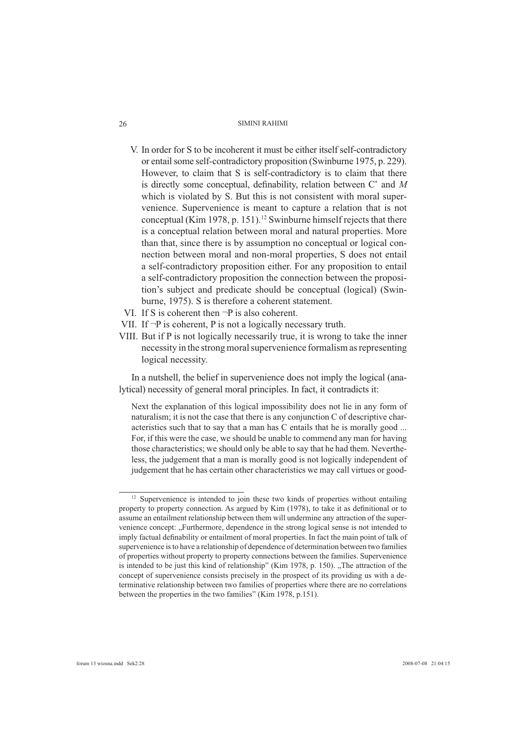V. In order for S to be incoherent it must be either itself self-contradictory or entail some self-contradictory proposition (Swinburne 1975, p. 229). However, to claim that S is self-contradictory is to claim that there is directly some conceptual, definability, relation between $C^*$ and $M$ which is violated by S. But this is not consistent with moral supervenience. Supervenience is meant to capture a relation that is not conceptual (Kim 1978, p. 151).[12] Swinburne himself rejects that there is a conceptual relation between moral and natural properties. More than that, since there is by assumption no conceptual or logical connection between moral and non-moral properties, S does not entail a self-contradictory proposition either. For any proposition to entail a self-contradictory proposition the connection between the proposition's subject and predicate should be conceptual (logical) (Swinburne, 1975). S is therefore a coherent statement.

VI. If S is coherent then $\neg$P is also coherent.

VII. If $\neg$P is coherent, P is not a logically necessary truth.

VIII. But if P is not logically necessarily true, it is wrong to take the inner necessity in the strong moral supervenience formalism as representing logical necessity.

In a nutshell, the belief in supervenience does not imply the logical (analytical) necessity of general moral principles. In fact, it contradicts it:

> Next the explanation of this logical impossibility does not lie in any form of naturalism; it is not the case that there is any conjunction C of descriptive characteristics such that to say that a man has C entails that he is morally good ... For, if this were the case, we should be unable to commend any man for having those characteristics; we should only be able to say that he had them. Nevertheless, the judgement that a man is morally good is not logically independent of judgement that he has certain other characteristics we may call virtues or good-

[12] Supervenience is intended to join these two kinds of properties without entailing property to property connection. As argued by Kim (1978), to take it as definitional or to assume an entailment relationship between them will undermine any attraction of the supervenience concept: „Furthermore, dependence in the strong logical sense is not intended to imply factual definability or entailment of moral properties. In fact the main point of talk of supervenience is to have a relationship of dependence of determination between two families of properties without property to property connections between the families. Supervenience is intended to be just this kind of relationship" (Kim 1978, p. 150). „The attraction of the concept of supervenience consists precisely in the prospect of its providing us with a determinative relationship between two families of properties where there are no correlations between the properties in the two families" (Kim 1978, p.151).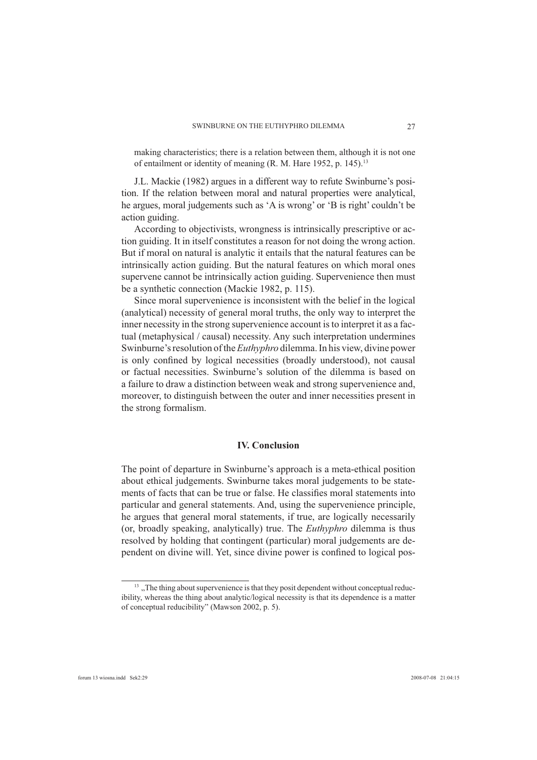making characteristics; there is a relation between them, although it is not one of entailment or identity of meaning (R. M. Hare 1952, p. 145).[13]

J.L. Mackie (1982) argues in a different way to refute Swinburne's position. If the relation between moral and natural properties were analytical, he argues, moral judgements such as 'A is wrong' or 'B is right' couldn't be action guiding.

According to objectivists, wrongness is intrinsically prescriptive or action guiding. It in itself constitutes a reason for not doing the wrong action. But if moral on natural is analytic it entails that the natural features can be intrinsically action guiding. But the natural features on which moral ones supervene cannot be intrinsically action guiding. Supervenience then must be a synthetic connection (Mackie 1982, p. 115).

Since moral supervenience is inconsistent with the belief in the logical (analytical) necessity of general moral truths, the only way to interpret the inner necessity in the strong supervenience account is to interpret it as a factual (metaphysical / causal) necessity. Any such interpretation undermines Swinburne's resolution of the *Euthyphro* dilemma. In his view, divine power is only confined by logical necessities (broadly understood), not causal or factual necessities. Swinburne's solution of the dilemma is based on a failure to draw a distinction between weak and strong supervenience and, moreover, to distinguish between the outer and inner necessities present in the strong formalism.

## IV. Conclusion

The point of departure in Swinburne's approach is a meta-ethical position about ethical judgements. Swinburne takes moral judgements to be statements of facts that can be true or false. He classifies moral statements into particular and general statements. And, using the supervenience principle, he argues that general moral statements, if true, are logically necessarily (or, broadly speaking, analytically) true. The *Euthyphro* dilemma is thus resolved by holding that contingent (particular) moral judgements are dependent on divine will. Yet, since divine power is confined to logical pos-

---

[13] „The thing about supervenience is that they posit dependent without conceptual reducibility, whereas the thing about analytic/logical necessity is that its dependence is a matter of conceptual reducibility" (Mawson 2002, p. 5).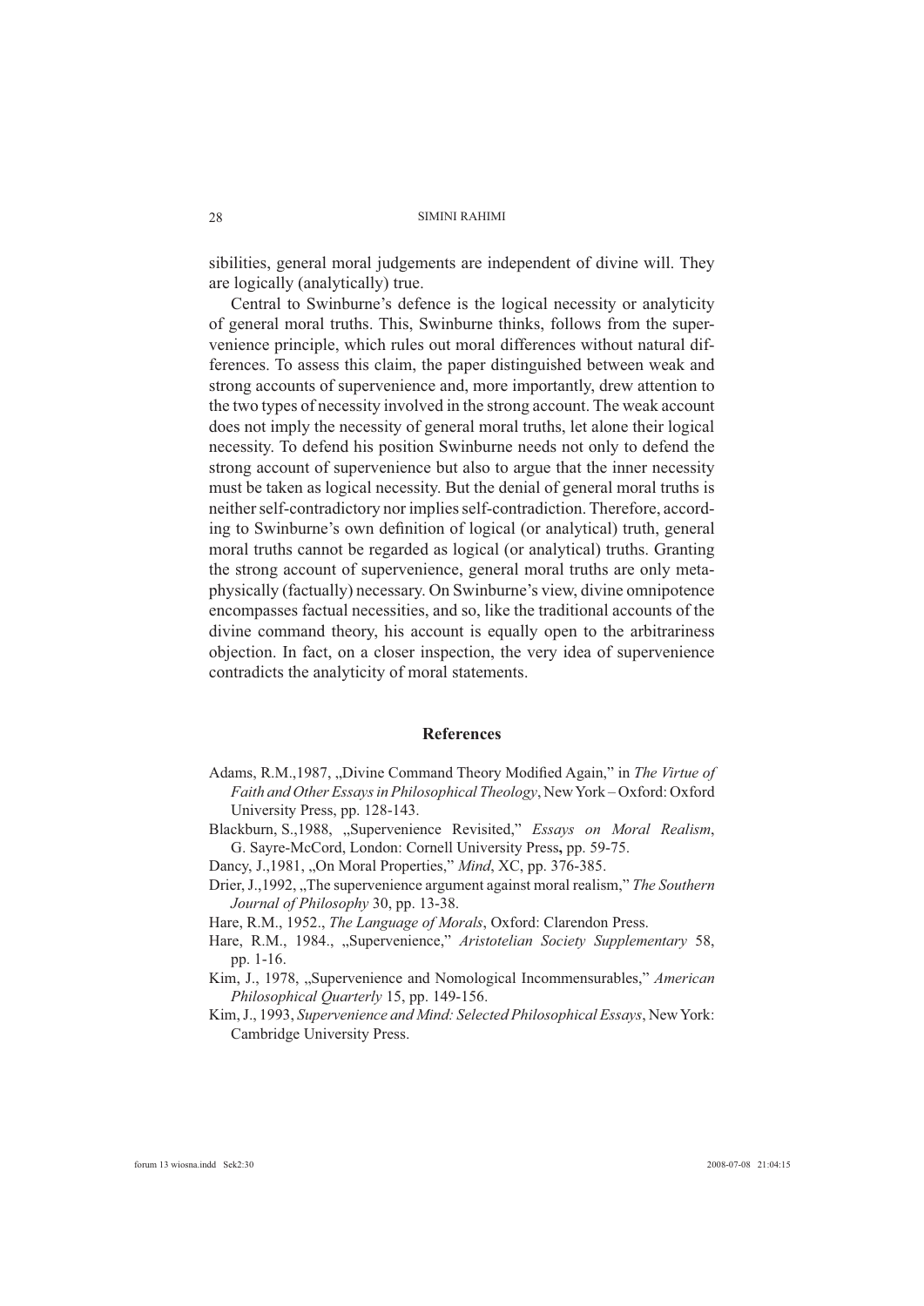sibilities, general moral judgements are independent of divine will. They are logically (analytically) true.

Central to Swinburne's defence is the logical necessity or analyticity of general moral truths. This, Swinburne thinks, follows from the supervenience principle, which rules out moral differences without natural differences. To assess this claim, the paper distinguished between weak and strong accounts of supervenience and, more importantly, drew attention to the two types of necessity involved in the strong account. The weak account does not imply the necessity of general moral truths, let alone their logical necessity. To defend his position Swinburne needs not only to defend the strong account of supervenience but also to argue that the inner necessity must be taken as logical necessity. But the denial of general moral truths is neither self-contradictory nor implies self-contradiction. Therefore, according to Swinburne's own definition of logical (or analytical) truth, general moral truths cannot be regarded as logical (or analytical) truths. Granting the strong account of supervenience, general moral truths are only metaphysically (factually) necessary. On Swinburne's view, divine omnipotence encompasses factual necessities, and so, like the traditional accounts of the divine command theory, his account is equally open to the arbitrariness objection. In fact, on a closer inspection, the very idea of supervenience contradicts the analyticity of moral statements.

## References

Adams, R.M.,1987, „Divine Command Theory Modified Again," in *The Virtue of Faith and Other Essays in Philosophical Theology*, New York – Oxford: Oxford University Press, pp. 128-143.

Blackburn, S.,1988, „Supervenience Revisited," *Essays on Moral Realism*, G. Sayre-McCord, London: Cornell University Press**,** pp. 59-75.

Dancy, J.,1981, „On Moral Properties," *Mind*, XC, pp. 376-385.

Drier, J.,1992, „The supervenience argument against moral realism," *The Southern Journal of Philosophy* 30, pp. 13-38.

Hare, R.M., 1952., *The Language of Morals*, Oxford: Clarendon Press.

Hare, R.M., 1984., „Supervenience," *Aristotelian Society Supplementary* 58, pp. 1-16.

Kim, J., 1978, „Supervenience and Nomological Incommensurables," *American Philosophical Quarterly* 15, pp. 149-156.

Kim, J., 1993, *Supervenience and Mind: Selected Philosophical Essays*, New York: Cambridge University Press.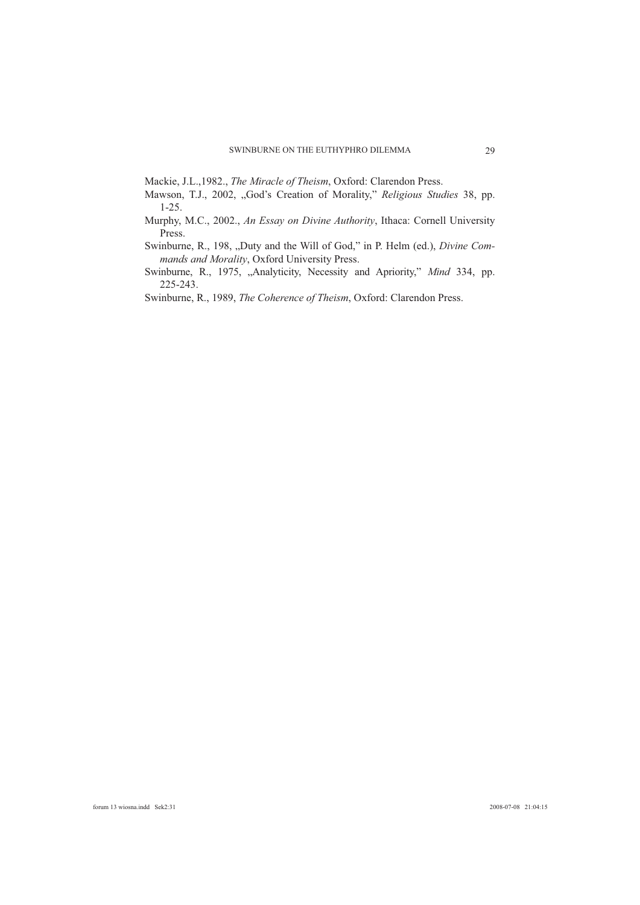Mackie, J.L.,1982., *The Miracle of Theism*, Oxford: Clarendon Press.

Mawson, T.J., 2002, „God's Creation of Morality," *Religious Studies* 38, pp. 1-25.

Murphy, M.C., 2002., *An Essay on Divine Authority*, Ithaca: Cornell University Press.

Swinburne, R., 198, „Duty and the Will of God," in P. Helm (ed.), *Divine Commands and Morality*, Oxford University Press.

Swinburne, R., 1975, „Analyticity, Necessity and Apriority," *Mind* 334, pp. 225-243.

Swinburne, R., 1989, *The Coherence of Theism*, Oxford: Clarendon Press.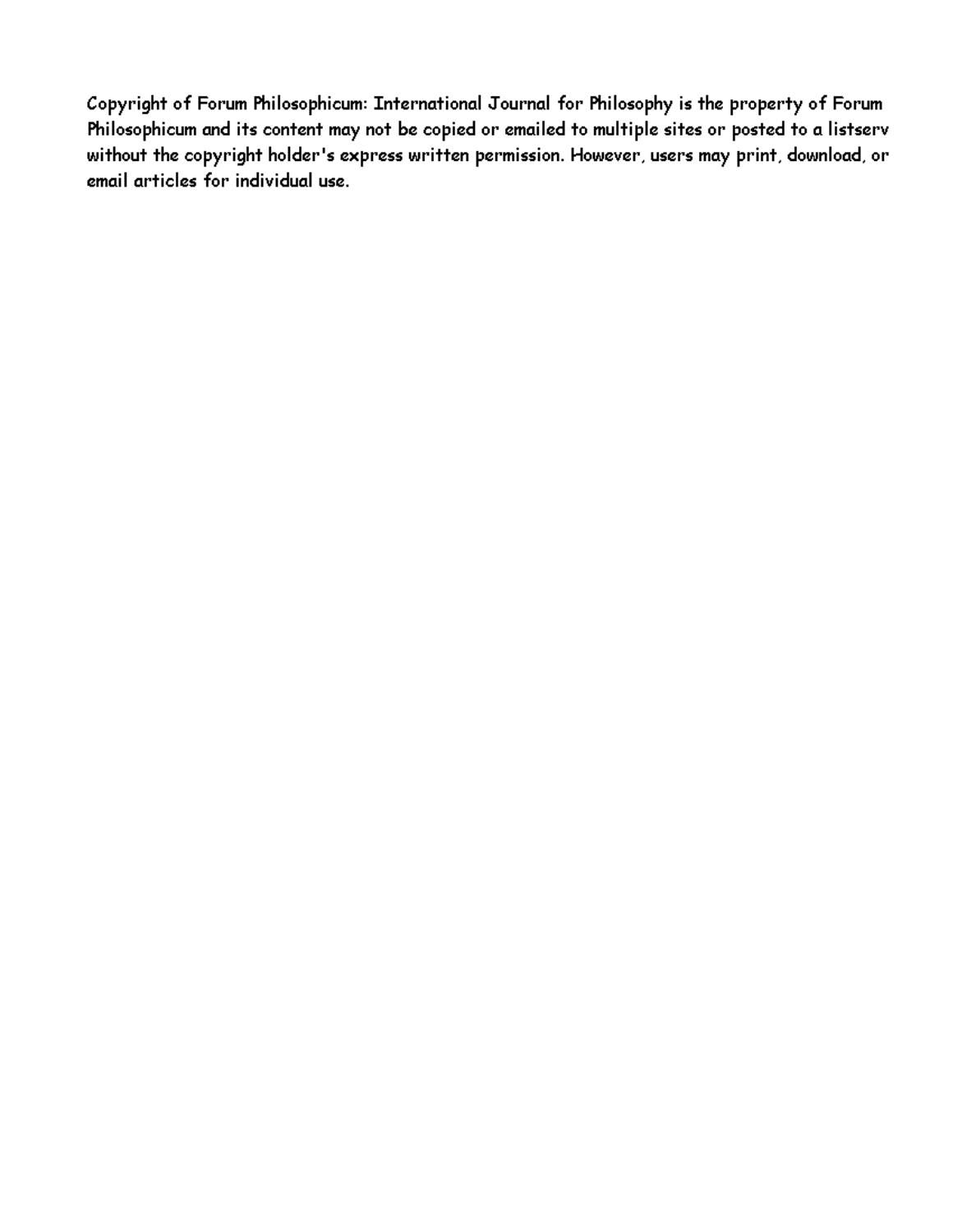Copyright of Forum Philosophicum: International Journal for Philosophy is the property of Forum Philosophicum and its content may not be copied or emailed to multiple sites or posted to a listserv without the copyright holder's express written permission. However, users may print, download, or email articles for individual use.